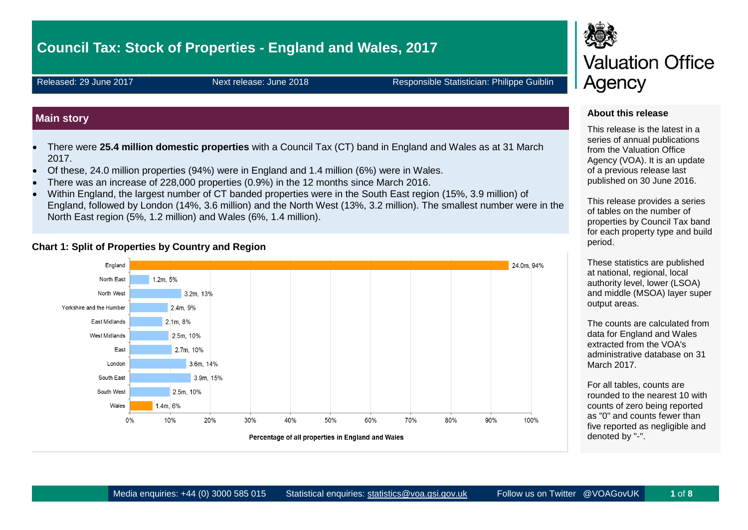# Council Tax: Stock of Properties - England and Wales, 2017

Released: 29 June 2017 | Next release: June 2018 | Responsible Statistician: Philippe Guiblin

Valuation Office Agency

## Main story

- There were **25.4 million domestic properties** with a Council Tax (CT) band in England and Wales as at 31 March 2017.
- Of these, 24.0 million properties (94%) were in England and 1.4 million (6%) were in Wales.
- There was an increase of 228,000 properties (0.9%) in the 12 months since March 2016.
- Within England, the largest number of CT banded properties were in the South East region (15%, 3.9 million) of England, followed by London (14%, 3.6 million) and the North West (13%, 3.2 million). The smallest number were in the North East region (5%, 1.2 million) and Wales (6%, 1.4 million).

### Chart 1: Split of Properties by Country and Region

| Country/Region | Properties, Percentage |
|---|---|
| England | 24.0m, 94% |
| North East | 1.2m, 5% |
| North West | 3.2m, 13% |
| Yorkshire and the Humber | 2.4m, 9% |
| East Midlands | 2.1m, 8% |
| West Midlands | 2.5m, 10% |
| East | 2.7m, 10% |
| London | 3.6m, 14% |
| South East | 3.9m, 15% |
| South West | 2.5m, 10% |
| Wales | 1.4m, 6% |

Percentage of all properties in England and Wales

### About this release

This release is the latest in a series of annual publications from the Valuation Office Agency (VOA). It is an update of a previous release last published on 30 June 2016.

This release provides a series of tables on the number of properties by Council Tax band for each property type and build period.

These statistics are published at national, regional, local authority level, lower (LSOA) and middle (MSOA) layer super output areas.

The counts are calculated from data for England and Wales extracted from the VOA's administrative database on 31 March 2017.

For all tables, counts are rounded to the nearest 10 with counts of zero being reported as "0" and counts fewer than five reported as negligible and denoted by "-".

Media enquiries: +44 (0) 3000 585 015 | Statistical enquiries: statistics@voa.gsi.gov.uk | Follow us on Twitter @VOAGovUK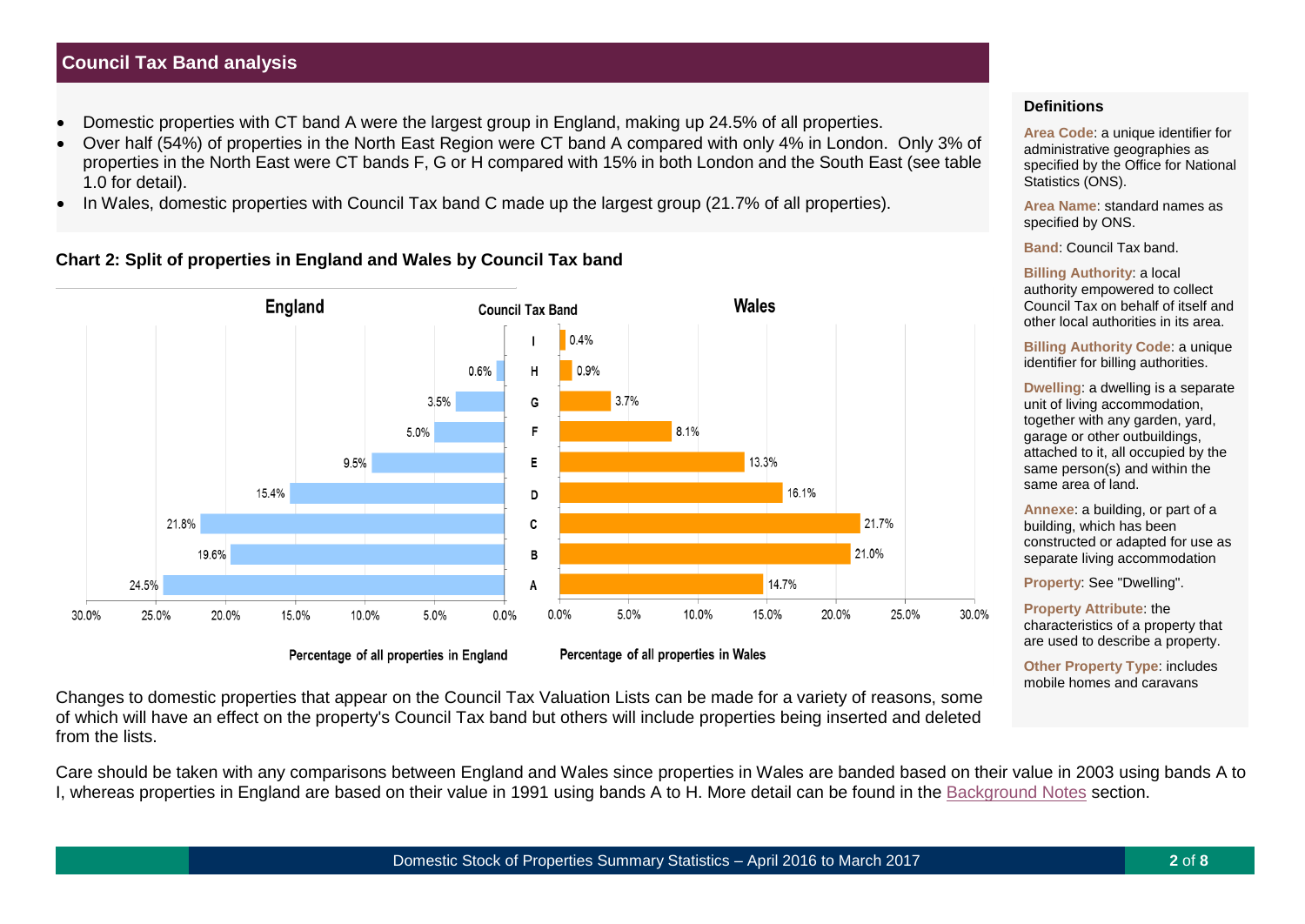## Council Tax Band analysis

- Domestic properties with CT band A were the largest group in England, making up 24.5% of all properties.
- Over half (54%) of properties in the North East Region were CT band A compared with only 4% in London. Only 3% of properties in the North East were CT bands F, G or H compared with 15% in both London and the South East (see table 1.0 for detail).
- In Wales, domestic properties with Council Tax band C made up the largest group (21.7% of all properties).

**Chart 2: Split of properties in England and Wales by Council Tax band**

| Council Tax Band | England (Percentage of all properties in England) | Wales (Percentage of all properties in Wales) |
|---|---|---|
| I | | 0.4% |
| H | 0.6% | 0.9% |
| G | 3.5% | 3.7% |
| F | 5.0% | 8.1% |
| E | 9.5% | 13.3% |
| D | 15.4% | 16.1% |
| C | 21.8% | 21.7% |
| B | 19.6% | 21.0% |
| A | 24.5% | 14.7% |

Changes to domestic properties that appear on the Council Tax Valuation Lists can be made for a variety of reasons, some of which will have an effect on the property's Council Tax band but others will include properties being inserted and deleted from the lists.

Care should be taken with any comparisons between England and Wales since properties in Wales are banded based on their value in 2003 using bands A to I, whereas properties in England are based on their value in 1991 using bands A to H. More detail can be found in the Background Notes section.

### Definitions

**Area Code**: a unique identifier for administrative geographies as specified by the Office for National Statistics (ONS).

**Area Name**: standard names as specified by ONS.

**Band**: Council Tax band.

**Billing Authority**: a local authority empowered to collect Council Tax on behalf of itself and other local authorities in its area.

**Billing Authority Code**: a unique identifier for billing authorities.

**Dwelling**: a dwelling is a separate unit of living accommodation, together with any garden, yard, garage or other outbuildings, attached to it, all occupied by the same person(s) and within the same area of land.

**Annexe**: a building, or part of a building, which has been constructed or adapted for use as separate living accommodation

**Property**: See "Dwelling".

**Property Attribute**: the characteristics of a property that are used to describe a property.

**Other Property Type**: includes mobile homes and caravans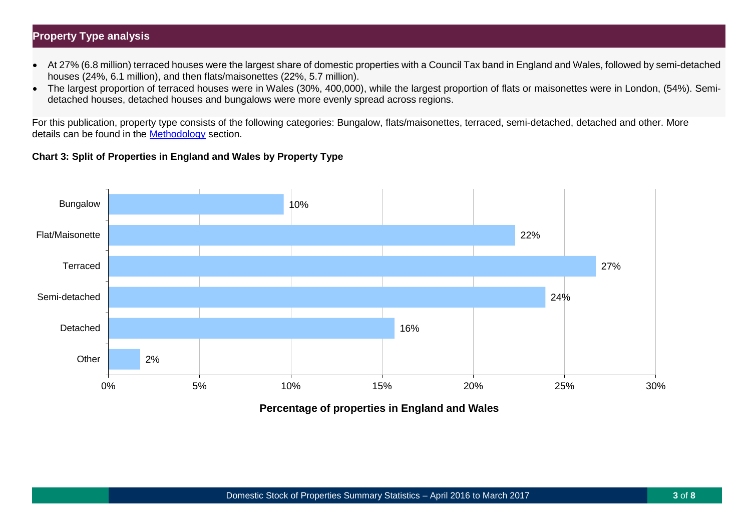## Property Type analysis

- At 27% (6.8 million) terraced houses were the largest share of domestic properties with a Council Tax band in England and Wales, followed by semi-detached houses (24%, 6.1 million), and then flats/maisonettes (22%, 5.7 million).
- The largest proportion of terraced houses were in Wales (30%, 400,000), while the largest proportion of flats or maisonettes were in London, (54%). Semi-detached houses, detached houses and bungalows were more evenly spread across regions.

For this publication, property type consists of the following categories: Bungalow, flats/maisonettes, terraced, semi-detached, detached and other. More details can be found in the Methodology section.

**Chart 3: Split of Properties in England and Wales by Property Type**

| Property type | Percentage of properties in England and Wales |
|---|---|
| Bungalow | 10% |
| Flat/Maisonette | 22% |
| Terraced | 27% |
| Semi-detached | 24% |
| Detached | 16% |
| Other | 2% |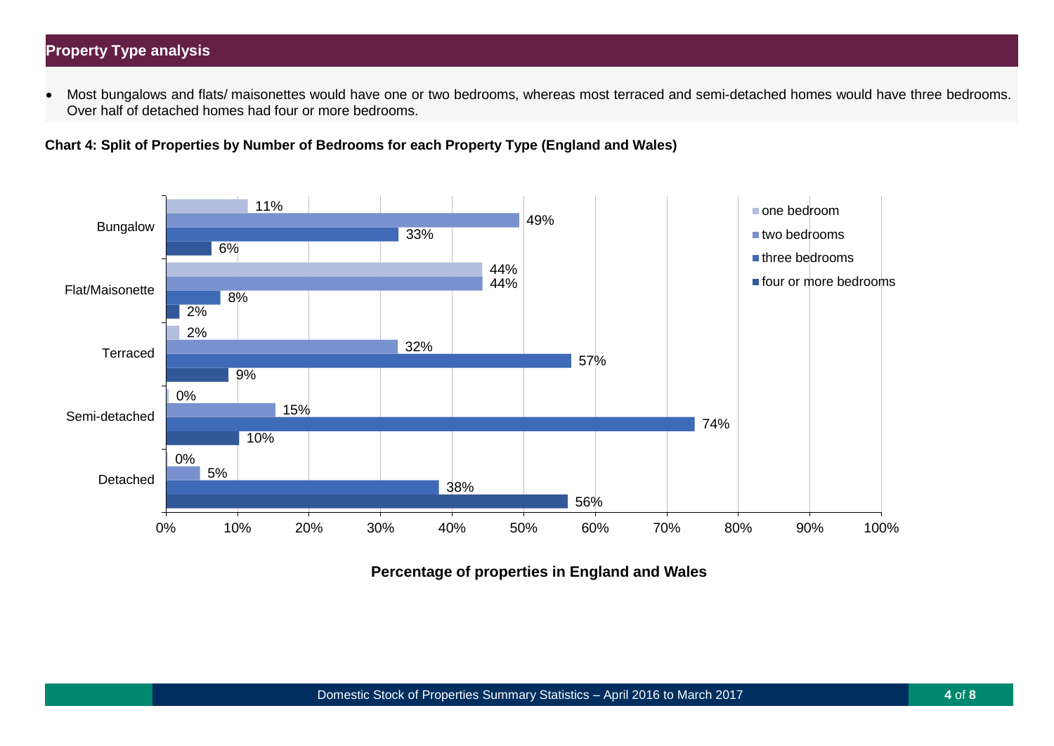## Property Type analysis

- Most bungalows and flats/ maisonettes would have one or two bedrooms, whereas most terraced and semi-detached homes would have three bedrooms. Over half of detached homes had four or more bedrooms.

**Chart 4: Split of Properties by Number of Bedrooms for each Property Type (England and Wales)**

| Property Type | one bedroom | two bedrooms | three bedrooms | four or more bedrooms |
|---|---|---|---|---|
| Bungalow | 11% | 49% | 33% | 6% |
| Flat/Maisonette | 44% | 44% | 8% | 2% |
| Terraced | 2% | 32% | 57% | 9% |
| Semi-detached | 0% | 15% | 74% | 10% |
| Detached | 0% | 5% | 38% | 56% |

**Percentage of properties in England and Wales**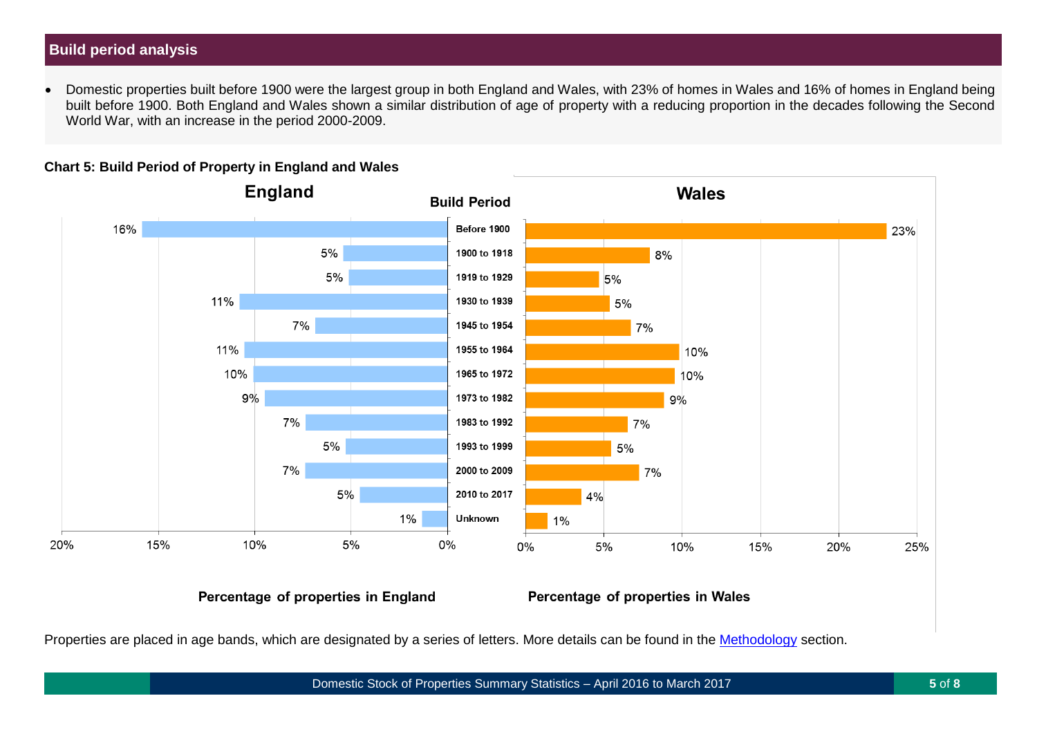## Build period analysis

- Domestic properties built before 1900 were the largest group in both England and Wales, with 23% of homes in Wales and 16% of homes in England being built before 1900. Both England and Wales shown a similar distribution of age of property with a reducing proportion in the decades following the Second World War, with an increase in the period 2000-2009.

**Chart 5: Build Period of Property in England and Wales**

| Build Period | England | Wales |
|---|---|---|
| Before 1900 | 16% | 23% |
| 1900 to 1918 | 5% | 8% |
| 1919 to 1929 | 5% | 5% |
| 1930 to 1939 | 11% | 5% |
| 1945 to 1954 | 7% | 7% |
| 1955 to 1964 | 11% | 10% |
| 1965 to 1972 | 10% | 10% |
| 1973 to 1982 | 9% | 9% |
| 1983 to 1992 | 7% | 7% |
| 1993 to 1999 | 5% | 5% |
| 2000 to 2009 | 7% | 7% |
| 2010 to 2017 | 5% | 4% |
| Unknown | 1% | 1% |

Percentage of properties in England — Percentage of properties in Wales

Properties are placed in age bands, which are designated by a series of letters. More details can be found in the Methodology section.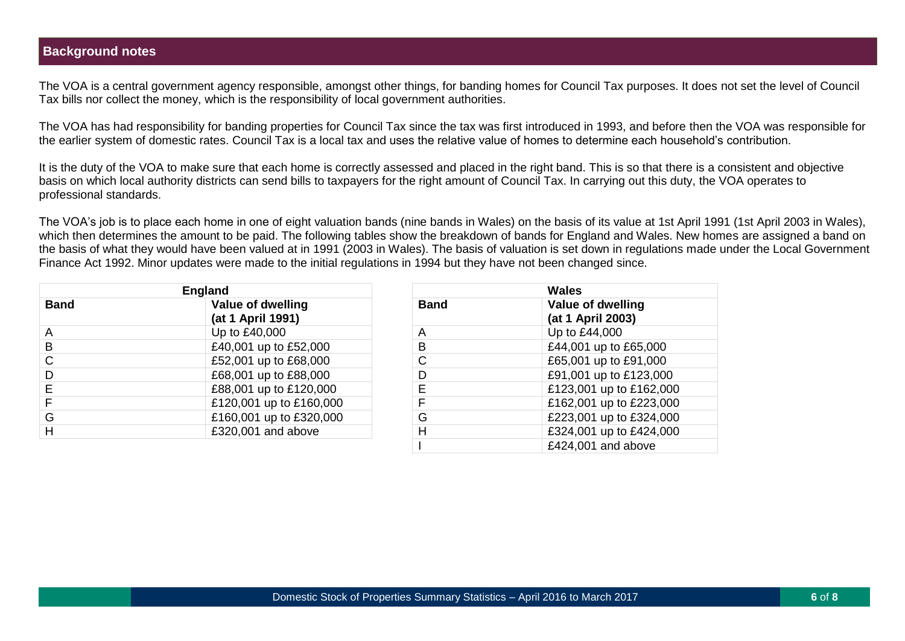## Background notes

The VOA is a central government agency responsible, amongst other things, for banding homes for Council Tax purposes. It does not set the level of Council Tax bills nor collect the money, which is the responsibility of local government authorities.

The VOA has had responsibility for banding properties for Council Tax since the tax was first introduced in 1993, and before then the VOA was responsible for the earlier system of domestic rates. Council Tax is a local tax and uses the relative value of homes to determine each household's contribution.

It is the duty of the VOA to make sure that each home is correctly assessed and placed in the right band. This is so that there is a consistent and objective basis on which local authority districts can send bills to taxpayers for the right amount of Council Tax. In carrying out this duty, the VOA operates to professional standards.

The VOA's job is to place each home in one of eight valuation bands (nine bands in Wales) on the basis of its value at 1st April 1991 (1st April 2003 in Wales), which then determines the amount to be paid. The following tables show the breakdown of bands for England and Wales. New homes are assigned a band on the basis of what they would have been valued at in 1991 (2003 in Wales). The basis of valuation is set down in regulations made under the Local Government Finance Act 1992. Minor updates were made to the initial regulations in 1994 but they have not been changed since.

| England | |
|---|---|
| **Band** | **Value of dwelling (at 1 April 1991)** |
| A | Up to £40,000 |
| B | £40,001 up to £52,000 |
| C | £52,001 up to £68,000 |
| D | £68,001 up to £88,000 |
| E | £88,001 up to £120,000 |
| F | £120,001 up to £160,000 |
| G | £160,001 up to £320,000 |
| H | £320,001 and above |

| Wales | |
|---|---|
| **Band** | **Value of dwelling (at 1 April 2003)** |
| A | Up to £44,000 |
| B | £44,001 up to £65,000 |
| C | £65,001 up to £91,000 |
| D | £91,001 up to £123,000 |
| E | £123,001 up to £162,000 |
| F | £162,001 up to £223,000 |
| G | £223,001 up to £324,000 |
| H | £324,001 up to £424,000 |
| I | £424,001 and above |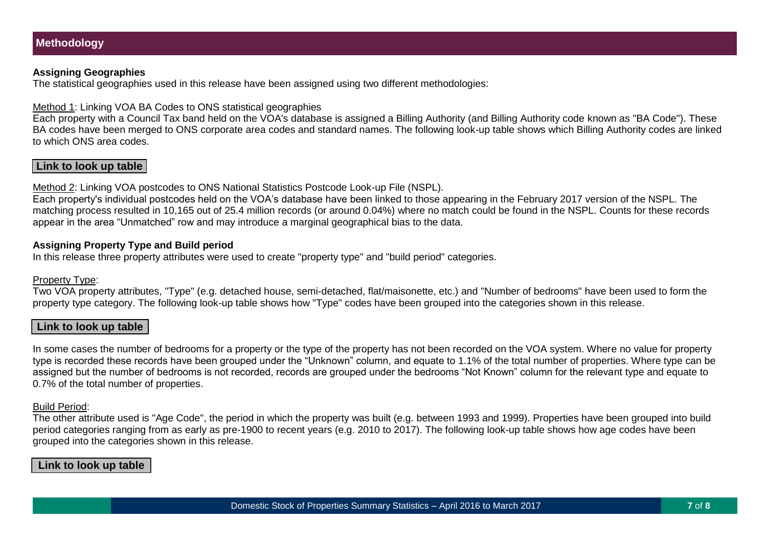## Methodology

**Assigning Geographies**

The statistical geographies used in this release have been assigned using two different methodologies:

Method 1: Linking VOA BA Codes to ONS statistical geographies

Each property with a Council Tax band held on the VOA's database is assigned a Billing Authority (and Billing Authority code known as "BA Code"). These BA codes have been merged to ONS corporate area codes and standard names. The following look-up table shows which Billing Authority codes are linked to which ONS area codes.

**Link to look up table**

Method 2: Linking VOA postcodes to ONS National Statistics Postcode Look-up File (NSPL).

Each property's individual postcodes held on the VOA's database have been linked to those appearing in the February 2017 version of the NSPL. The matching process resulted in 10,165 out of 25.4 million records (or around 0.04%) where no match could be found in the NSPL. Counts for these records appear in the area "Unmatched" row and may introduce a marginal geographical bias to the data.

**Assigning Property Type and Build period**

In this release three property attributes were used to create "property type" and "build period" categories.

Property Type:

Two VOA property attributes, "Type" (e.g. detached house, semi-detached, flat/maisonette, etc.) and "Number of bedrooms" have been used to form the property type category. The following look-up table shows how "Type" codes have been grouped into the categories shown in this release.

**Link to look up table**

In some cases the number of bedrooms for a property or the type of the property has not been recorded on the VOA system. Where no value for property type is recorded these records have been grouped under the "Unknown" column, and equate to 1.1% of the total number of properties. Where type can be assigned but the number of bedrooms is not recorded, records are grouped under the bedrooms "Not Known" column for the relevant type and equate to 0.7% of the total number of properties.

Build Period:

The other attribute used is "Age Code", the period in which the property was built (e.g. between 1993 and 1999). Properties have been grouped into build period categories ranging from as early as pre-1900 to recent years (e.g. 2010 to 2017). The following look-up table shows how age codes have been grouped into the categories shown in this release.

**Link to look up table**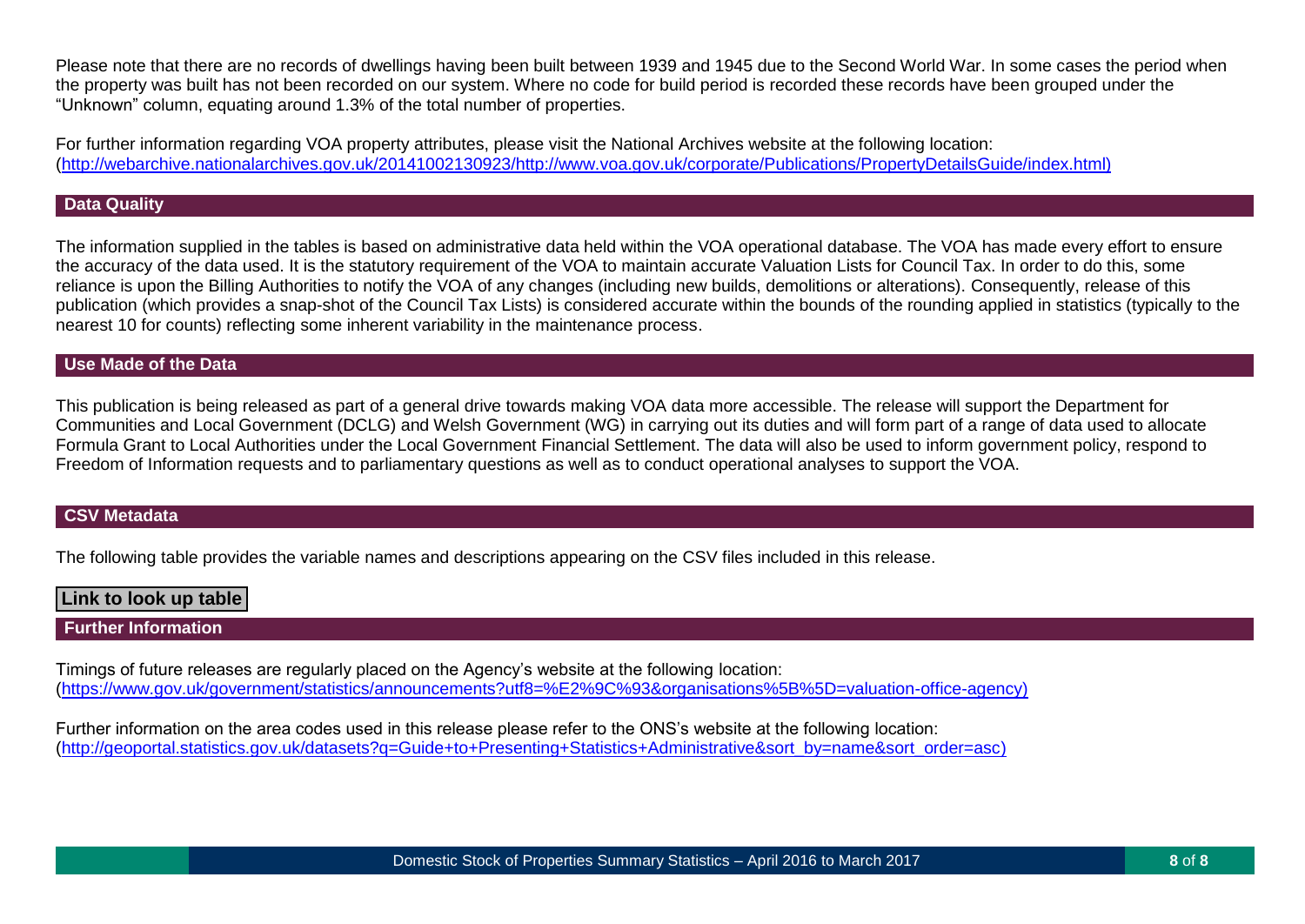Please note that there are no records of dwellings having been built between 1939 and 1945 due to the Second World War. In some cases the period when the property was built has not been recorded on our system. Where no code for build period is recorded these records have been grouped under the "Unknown" column, equating around 1.3% of the total number of properties.

For further information regarding VOA property attributes, please visit the National Archives website at the following location: (http://webarchive.nationalarchives.gov.uk/20141002130923/http://www.voa.gov.uk/corporate/Publications/PropertyDetailsGuide/index.html)

## Data Quality

The information supplied in the tables is based on administrative data held within the VOA operational database. The VOA has made every effort to ensure the accuracy of the data used. It is the statutory requirement of the VOA to maintain accurate Valuation Lists for Council Tax. In order to do this, some reliance is upon the Billing Authorities to notify the VOA of any changes (including new builds, demolitions or alterations). Consequently, release of this publication (which provides a snap-shot of the Council Tax Lists) is considered accurate within the bounds of the rounding applied in statistics (typically to the nearest 10 for counts) reflecting some inherent variability in the maintenance process.

## Use Made of the Data

This publication is being released as part of a general drive towards making VOA data more accessible. The release will support the Department for Communities and Local Government (DCLG) and Welsh Government (WG) in carrying out its duties and will form part of a range of data used to allocate Formula Grant to Local Authorities under the Local Government Financial Settlement. The data will also be used to inform government policy, respond to Freedom of Information requests and to parliamentary questions as well as to conduct operational analyses to support the VOA.

## CSV Metadata

The following table provides the variable names and descriptions appearing on the CSV files included in this release.

**Link to look up table**

## Further Information

Timings of future releases are regularly placed on the Agency's website at the following location: (https://www.gov.uk/government/statistics/announcements?utf8=%E2%9C%93&organisations%5B%5D=valuation-office-agency)

Further information on the area codes used in this release please refer to the ONS's website at the following location: (http://geoportal.statistics.gov.uk/datasets?q=Guide+to+Presenting+Statistics+Administrative&sort_by=name&sort_order=asc)